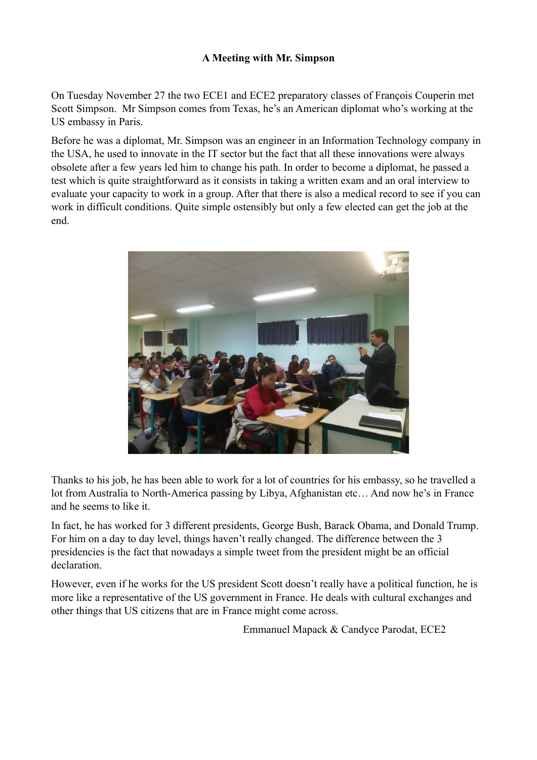**A Meeting with Mr. Simpson**

On Tuesday November 27 the two ECE1 and ECE2 preparatory classes of François Couperin met Scott Simpson.  Mr Simpson comes from Texas, he's an American diplomat who's working at the US embassy in Paris.

Before he was a diplomat, Mr. Simpson was an engineer in an Information Technology company in the USA, he used to innovate in the IT sector but the fact that all these innovations were always obsolete after a few years led him to change his path. In order to become a diplomat, he passed a test which is quite straightforward as it consists in taking a written exam and an oral interview to evaluate your capacity to work in a group. After that there is also a medical record to see if you can work in difficult conditions. Quite simple ostensibly but only a few elected can get the job at the end.

Thanks to his job, he has been able to work for a lot of countries for his embassy, so he travelled a lot from Australia to North-America passing by Libya, Afghanistan etc… And now he's in France and he seems to like it.

In fact, he has worked for 3 different presidents, George Bush, Barack Obama, and Donald Trump. For him on a day to day level, things haven't really changed. The difference between the 3 presidencies is the fact that nowadays a simple tweet from the president might be an official declaration.

However, even if he works for the US president Scott doesn't really have a political function, he is more like a representative of the US government in France. He deals with cultural exchanges and other things that US citizens that are in France might come across.

Emmanuel Mapack & Candyce Parodat, ECE2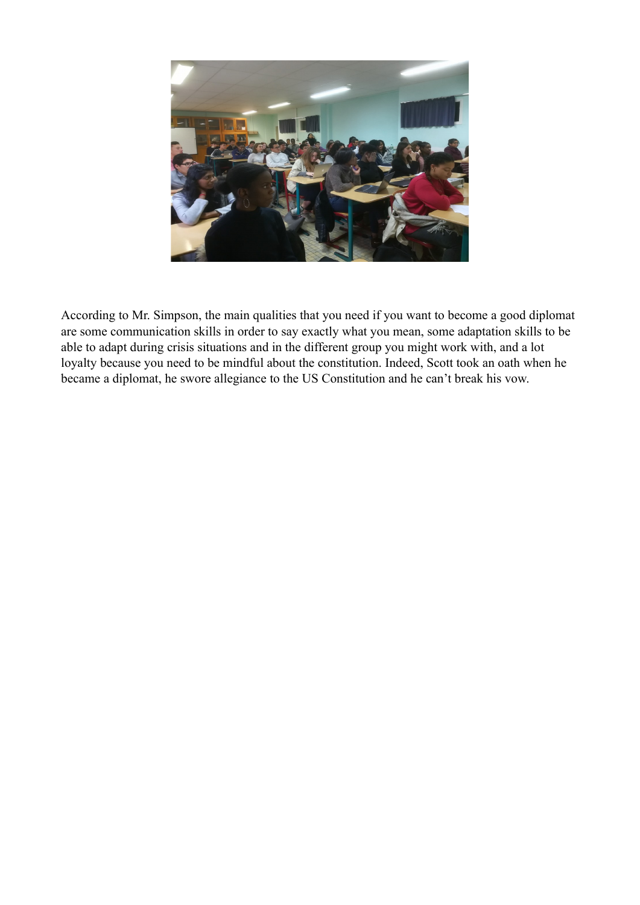According to Mr. Simpson, the main qualities that you need if you want to become a good diplomat are some communication skills in order to say exactly what you mean, some adaptation skills to be able to adapt during crisis situations and in the different group you might work with, and a lot loyalty because you need to be mindful about the constitution. Indeed, Scott took an oath when he became a diplomat, he swore allegiance to the US Constitution and he can't break his vow.